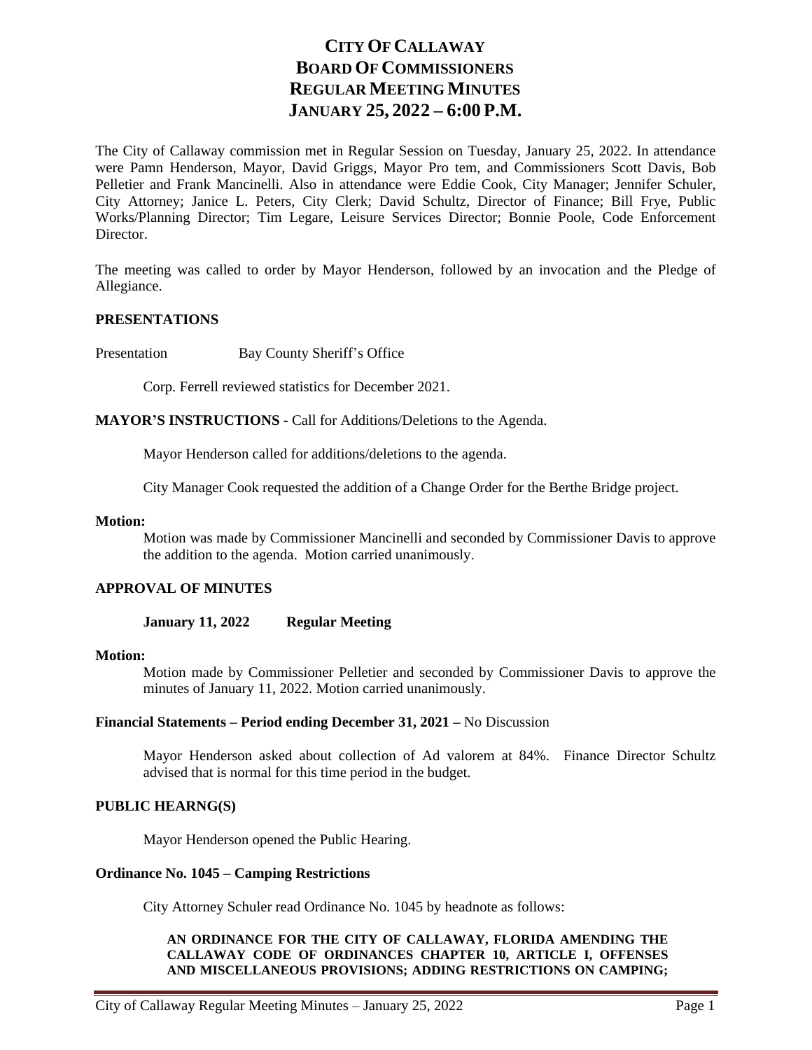# CITY OF CALLAWAY
# BOARD OF COMMISSIONERS
# REGULAR MEETING MINUTES
# JANUARY 25, 2022 – 6:00 P.M.

The City of Callaway commission met in Regular Session on Tuesday, January 25, 2022. In attendance were Pamn Henderson, Mayor, David Griggs, Mayor Pro tem, and Commissioners Scott Davis, Bob Pelletier and Frank Mancinelli. Also in attendance were Eddie Cook, City Manager; Jennifer Schuler, City Attorney; Janice L. Peters, City Clerk; David Schultz, Director of Finance; Bill Frye, Public Works/Planning Director; Tim Legare, Leisure Services Director; Bonnie Poole, Code Enforcement Director.

The meeting was called to order by Mayor Henderson, followed by an invocation and the Pledge of Allegiance.

**PRESENTATIONS**

Presentation Bay County Sheriff's Office

Corp. Ferrell reviewed statistics for December 2021.

**MAYOR'S INSTRUCTIONS -** Call for Additions/Deletions to the Agenda.

Mayor Henderson called for additions/deletions to the agenda.

City Manager Cook requested the addition of a Change Order for the Berthe Bridge project.

**Motion:**

Motion was made by Commissioner Mancinelli and seconded by Commissioner Davis to approve the addition to the agenda. Motion carried unanimously.

**APPROVAL OF MINUTES**

**January 11, 2022 Regular Meeting**

**Motion:**

Motion made by Commissioner Pelletier and seconded by Commissioner Davis to approve the minutes of January 11, 2022. Motion carried unanimously.

**Financial Statements – Period ending December 31, 2021 –** No Discussion

Mayor Henderson asked about collection of Ad valorem at 84%. Finance Director Schultz advised that is normal for this time period in the budget.

**PUBLIC HEARNG(S)**

Mayor Henderson opened the Public Hearing.

**Ordinance No. 1045 – Camping Restrictions**

City Attorney Schuler read Ordinance No. 1045 by headnote as follows:

**AN ORDINANCE FOR THE CITY OF CALLAWAY, FLORIDA AMENDING THE CALLAWAY CODE OF ORDINANCES CHAPTER 10, ARTICLE I, OFFENSES AND MISCELLANEOUS PROVISIONS; ADDING RESTRICTIONS ON CAMPING;**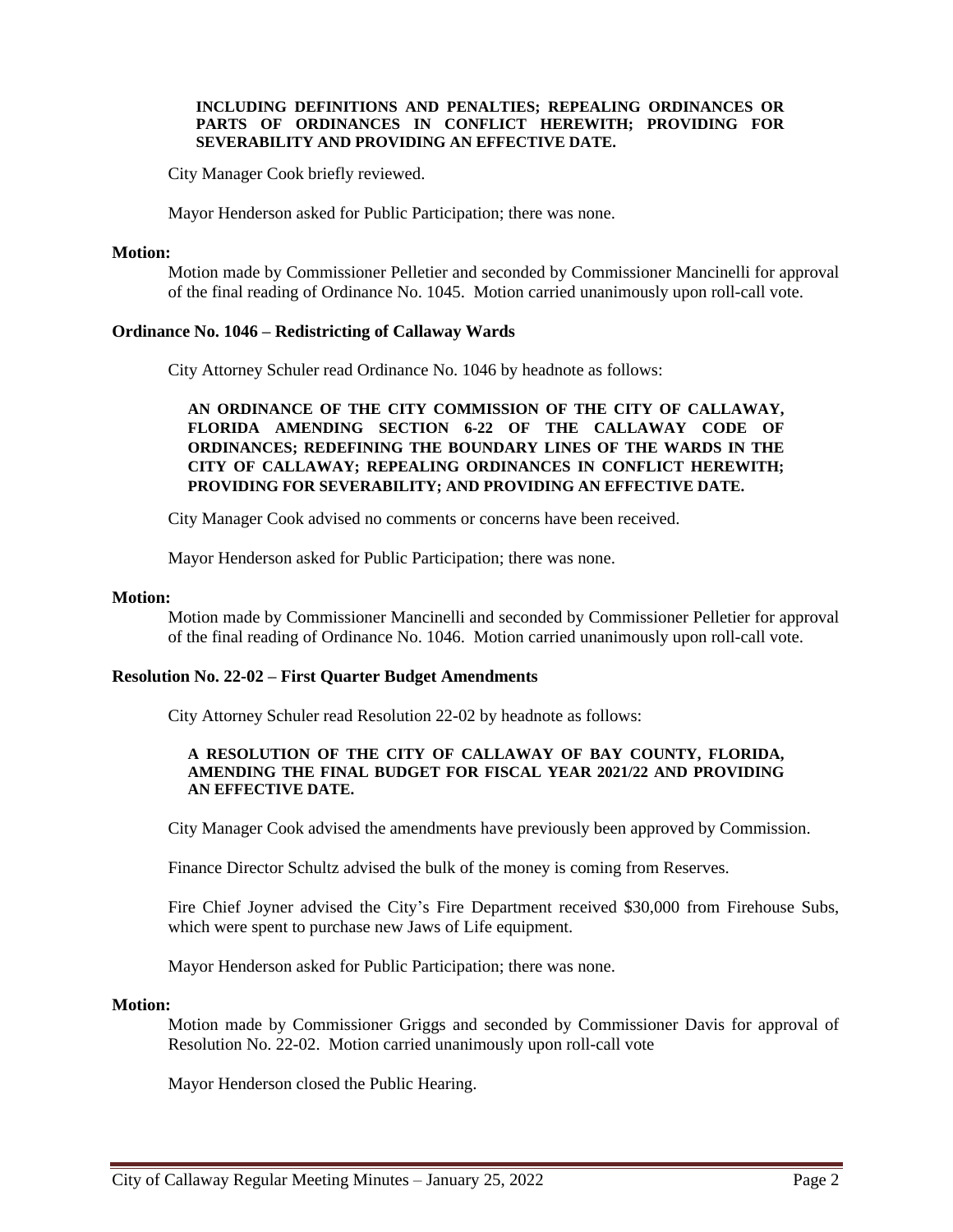**INCLUDING DEFINITIONS AND PENALTIES; REPEALING ORDINANCES OR PARTS OF ORDINANCES IN CONFLICT HEREWITH; PROVIDING FOR SEVERABILITY AND PROVIDING AN EFFECTIVE DATE.**

City Manager Cook briefly reviewed.

Mayor Henderson asked for Public Participation; there was none.

**Motion:**

Motion made by Commissioner Pelletier and seconded by Commissioner Mancinelli for approval of the final reading of Ordinance No. 1045. Motion carried unanimously upon roll-call vote.

**Ordinance No. 1046 – Redistricting of Callaway Wards**

City Attorney Schuler read Ordinance No. 1046 by headnote as follows:

**AN ORDINANCE OF THE CITY COMMISSION OF THE CITY OF CALLAWAY, FLORIDA AMENDING SECTION 6-22 OF THE CALLAWAY CODE OF ORDINANCES; REDEFINING THE BOUNDARY LINES OF THE WARDS IN THE CITY OF CALLAWAY; REPEALING ORDINANCES IN CONFLICT HEREWITH; PROVIDING FOR SEVERABILITY; AND PROVIDING AN EFFECTIVE DATE.**

City Manager Cook advised no comments or concerns have been received.

Mayor Henderson asked for Public Participation; there was none.

**Motion:**

Motion made by Commissioner Mancinelli and seconded by Commissioner Pelletier for approval of the final reading of Ordinance No. 1046. Motion carried unanimously upon roll-call vote.

**Resolution No. 22-02 – First Quarter Budget Amendments**

City Attorney Schuler read Resolution 22-02 by headnote as follows:

**A RESOLUTION OF THE CITY OF CALLAWAY OF BAY COUNTY, FLORIDA, AMENDING THE FINAL BUDGET FOR FISCAL YEAR 2021/22 AND PROVIDING AN EFFECTIVE DATE.**

City Manager Cook advised the amendments have previously been approved by Commission.

Finance Director Schultz advised the bulk of the money is coming from Reserves.

Fire Chief Joyner advised the City's Fire Department received $30,000 from Firehouse Subs, which were spent to purchase new Jaws of Life equipment.

Mayor Henderson asked for Public Participation; there was none.

**Motion:**

Motion made by Commissioner Griggs and seconded by Commissioner Davis for approval of Resolution No. 22-02. Motion carried unanimously upon roll-call vote

Mayor Henderson closed the Public Hearing.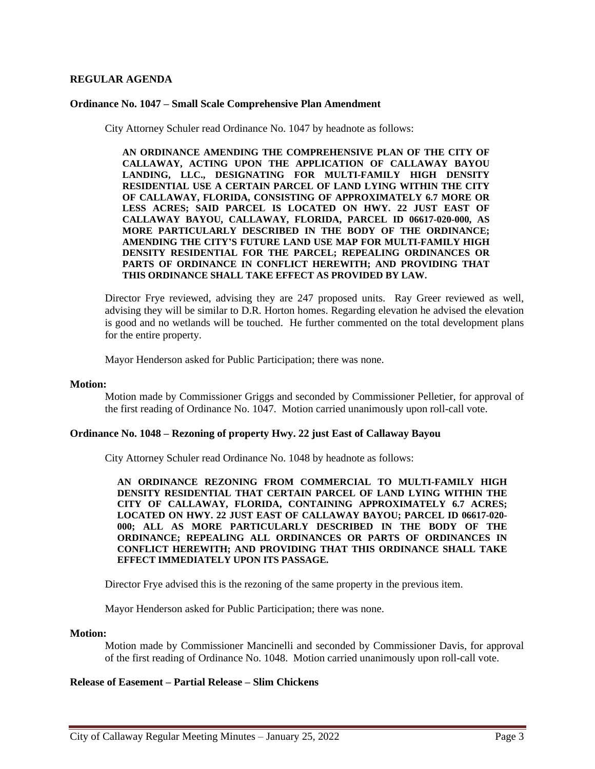**REGULAR AGENDA**

**Ordinance No. 1047 – Small Scale Comprehensive Plan Amendment**

City Attorney Schuler read Ordinance No. 1047 by headnote as follows:

> **AN ORDINANCE AMENDING THE COMPREHENSIVE PLAN OF THE CITY OF CALLAWAY, ACTING UPON THE APPLICATION OF CALLAWAY BAYOU LANDING, LLC., DESIGNATING FOR MULTI-FAMILY HIGH DENSITY RESIDENTIAL USE A CERTAIN PARCEL OF LAND LYING WITHIN THE CITY OF CALLAWAY, FLORIDA, CONSISTING OF APPROXIMATELY 6.7 MORE OR LESS ACRES; SAID PARCEL IS LOCATED ON HWY. 22 JUST EAST OF CALLAWAY BAYOU, CALLAWAY, FLORIDA, PARCEL ID 06617-020-000, AS MORE PARTICULARLY DESCRIBED IN THE BODY OF THE ORDINANCE; AMENDING THE CITY'S FUTURE LAND USE MAP FOR MULTI-FAMILY HIGH DENSITY RESIDENTIAL FOR THE PARCEL; REPEALING ORDINANCES OR PARTS OF ORDINANCE IN CONFLICT HEREWITH; AND PROVIDING THAT THIS ORDINANCE SHALL TAKE EFFECT AS PROVIDED BY LAW.**

Director Frye reviewed, advising they are 247 proposed units. Ray Greer reviewed as well, advising they will be similar to D.R. Horton homes. Regarding elevation he advised the elevation is good and no wetlands will be touched. He further commented on the total development plans for the entire property.

Mayor Henderson asked for Public Participation; there was none.

**Motion:**

Motion made by Commissioner Griggs and seconded by Commissioner Pelletier, for approval of the first reading of Ordinance No. 1047. Motion carried unanimously upon roll-call vote.

**Ordinance No. 1048 – Rezoning of property Hwy. 22 just East of Callaway Bayou**

City Attorney Schuler read Ordinance No. 1048 by headnote as follows:

> **AN ORDINANCE REZONING FROM COMMERCIAL TO MULTI-FAMILY HIGH DENSITY RESIDENTIAL THAT CERTAIN PARCEL OF LAND LYING WITHIN THE CITY OF CALLAWAY, FLORIDA, CONTAINING APPROXIMATELY 6.7 ACRES; LOCATED ON HWY. 22 JUST EAST OF CALLAWAY BAYOU; PARCEL ID 06617-020-000; ALL AS MORE PARTICULARLY DESCRIBED IN THE BODY OF THE ORDINANCE; REPEALING ALL ORDINANCES OR PARTS OF ORDINANCES IN CONFLICT HEREWITH; AND PROVIDING THAT THIS ORDINANCE SHALL TAKE EFFECT IMMEDIATELY UPON ITS PASSAGE.**

Director Frye advised this is the rezoning of the same property in the previous item.

Mayor Henderson asked for Public Participation; there was none.

**Motion:**

Motion made by Commissioner Mancinelli and seconded by Commissioner Davis, for approval of the first reading of Ordinance No. 1048. Motion carried unanimously upon roll-call vote.

**Release of Easement – Partial Release – Slim Chickens**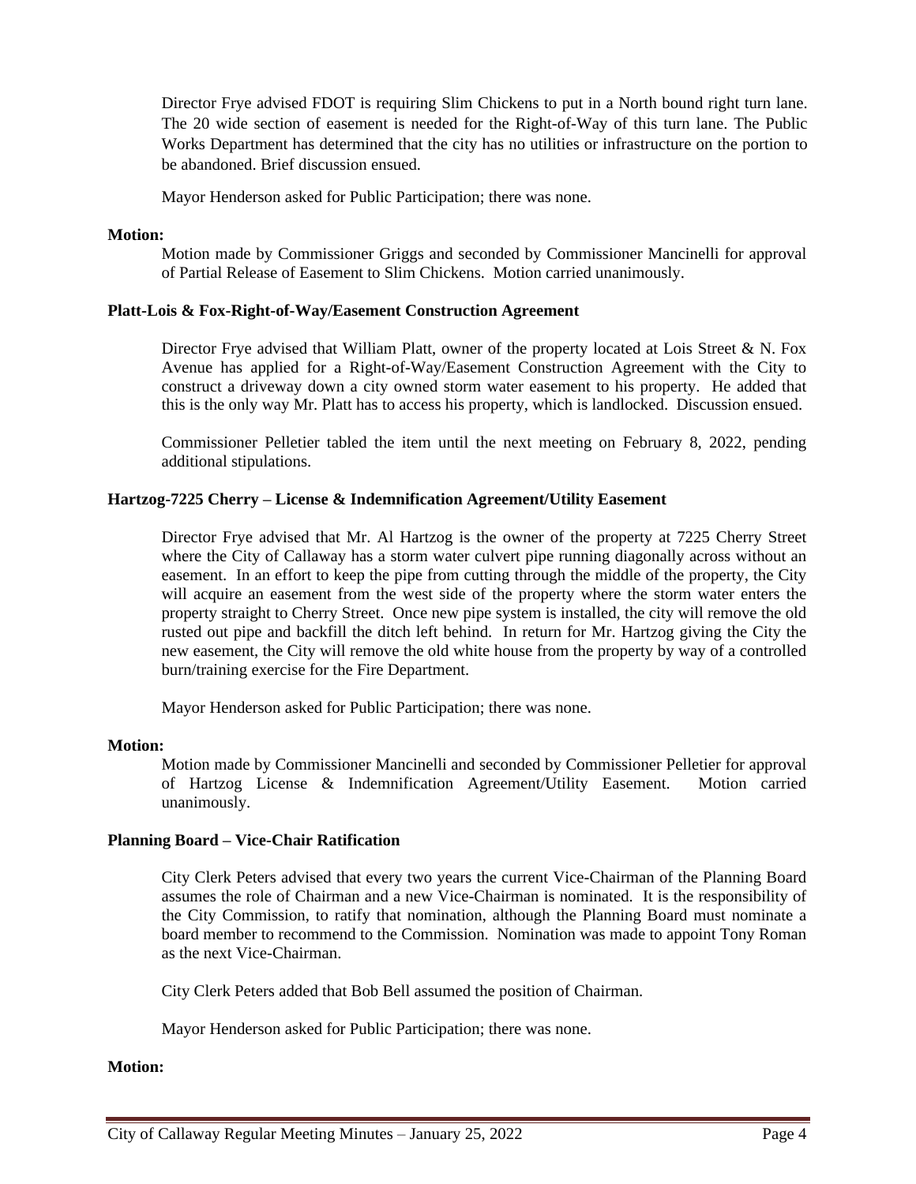Director Frye advised FDOT is requiring Slim Chickens to put in a North bound right turn lane. The 20 wide section of easement is needed for the Right-of-Way of this turn lane. The Public Works Department has determined that the city has no utilities or infrastructure on the portion to be abandoned. Brief discussion ensued.

Mayor Henderson asked for Public Participation; there was none.

**Motion:**

Motion made by Commissioner Griggs and seconded by Commissioner Mancinelli for approval of Partial Release of Easement to Slim Chickens. Motion carried unanimously.

**Platt-Lois & Fox-Right-of-Way/Easement Construction Agreement**

Director Frye advised that William Platt, owner of the property located at Lois Street & N. Fox Avenue has applied for a Right-of-Way/Easement Construction Agreement with the City to construct a driveway down a city owned storm water easement to his property. He added that this is the only way Mr. Platt has to access his property, which is landlocked. Discussion ensued.

Commissioner Pelletier tabled the item until the next meeting on February 8, 2022, pending additional stipulations.

**Hartzog-7225 Cherry – License & Indemnification Agreement/Utility Easement**

Director Frye advised that Mr. Al Hartzog is the owner of the property at 7225 Cherry Street where the City of Callaway has a storm water culvert pipe running diagonally across without an easement. In an effort to keep the pipe from cutting through the middle of the property, the City will acquire an easement from the west side of the property where the storm water enters the property straight to Cherry Street. Once new pipe system is installed, the city will remove the old rusted out pipe and backfill the ditch left behind. In return for Mr. Hartzog giving the City the new easement, the City will remove the old white house from the property by way of a controlled burn/training exercise for the Fire Department.

Mayor Henderson asked for Public Participation; there was none.

**Motion:**

Motion made by Commissioner Mancinelli and seconded by Commissioner Pelletier for approval of Hartzog License & Indemnification Agreement/Utility Easement. Motion carried unanimously.

**Planning Board – Vice-Chair Ratification**

City Clerk Peters advised that every two years the current Vice-Chairman of the Planning Board assumes the role of Chairman and a new Vice-Chairman is nominated. It is the responsibility of the City Commission, to ratify that nomination, although the Planning Board must nominate a board member to recommend to the Commission. Nomination was made to appoint Tony Roman as the next Vice-Chairman.

City Clerk Peters added that Bob Bell assumed the position of Chairman.

Mayor Henderson asked for Public Participation; there was none.

**Motion:**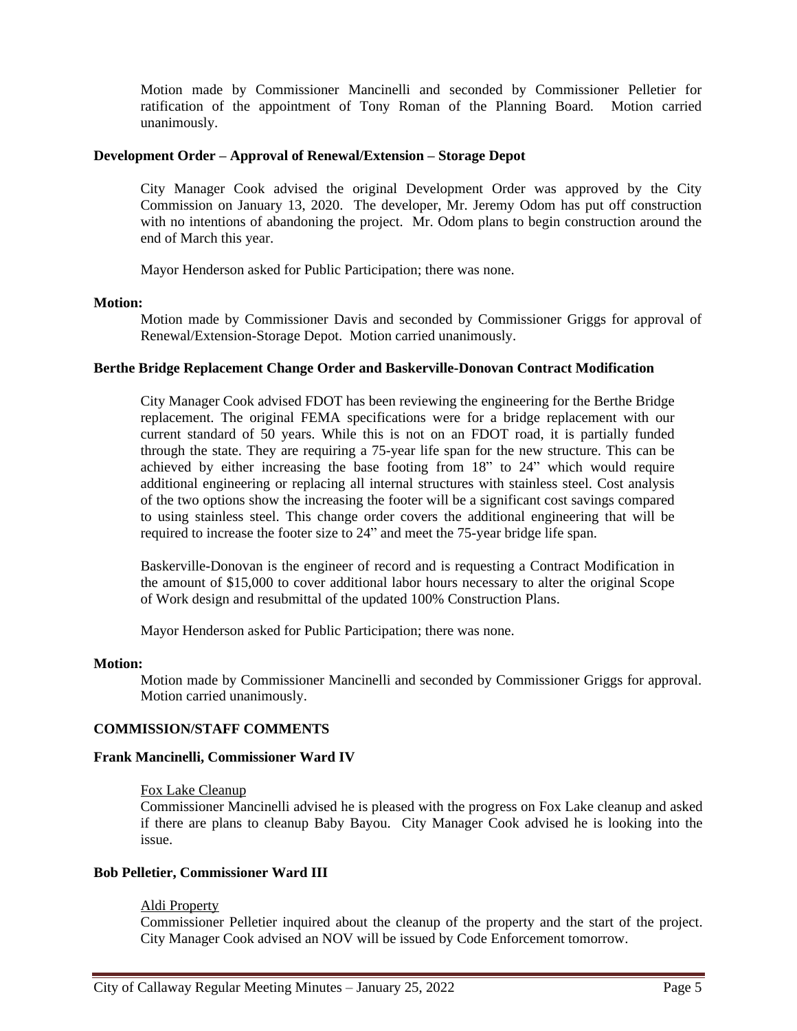Motion made by Commissioner Mancinelli and seconded by Commissioner Pelletier for ratification of the appointment of Tony Roman of the Planning Board. Motion carried unanimously.

**Development Order – Approval of Renewal/Extension – Storage Depot**

City Manager Cook advised the original Development Order was approved by the City Commission on January 13, 2020. The developer, Mr. Jeremy Odom has put off construction with no intentions of abandoning the project. Mr. Odom plans to begin construction around the end of March this year.

Mayor Henderson asked for Public Participation; there was none.

**Motion:**

Motion made by Commissioner Davis and seconded by Commissioner Griggs for approval of Renewal/Extension-Storage Depot. Motion carried unanimously.

**Berthe Bridge Replacement Change Order and Baskerville-Donovan Contract Modification**

City Manager Cook advised FDOT has been reviewing the engineering for the Berthe Bridge replacement. The original FEMA specifications were for a bridge replacement with our current standard of 50 years. While this is not on an FDOT road, it is partially funded through the state. They are requiring a 75-year life span for the new structure. This can be achieved by either increasing the base footing from 18" to 24" which would require additional engineering or replacing all internal structures with stainless steel. Cost analysis of the two options show the increasing the footer will be a significant cost savings compared to using stainless steel. This change order covers the additional engineering that will be required to increase the footer size to 24" and meet the 75-year bridge life span.

Baskerville-Donovan is the engineer of record and is requesting a Contract Modification in the amount of $15,000 to cover additional labor hours necessary to alter the original Scope of Work design and resubmittal of the updated 100% Construction Plans.

Mayor Henderson asked for Public Participation; there was none.

**Motion:**

Motion made by Commissioner Mancinelli and seconded by Commissioner Griggs for approval. Motion carried unanimously.

**COMMISSION/STAFF COMMENTS**

**Frank Mancinelli, Commissioner Ward IV**

Fox Lake Cleanup

Commissioner Mancinelli advised he is pleased with the progress on Fox Lake cleanup and asked if there are plans to cleanup Baby Bayou. City Manager Cook advised he is looking into the issue.

**Bob Pelletier, Commissioner Ward III**

Aldi Property

Commissioner Pelletier inquired about the cleanup of the property and the start of the project. City Manager Cook advised an NOV will be issued by Code Enforcement tomorrow.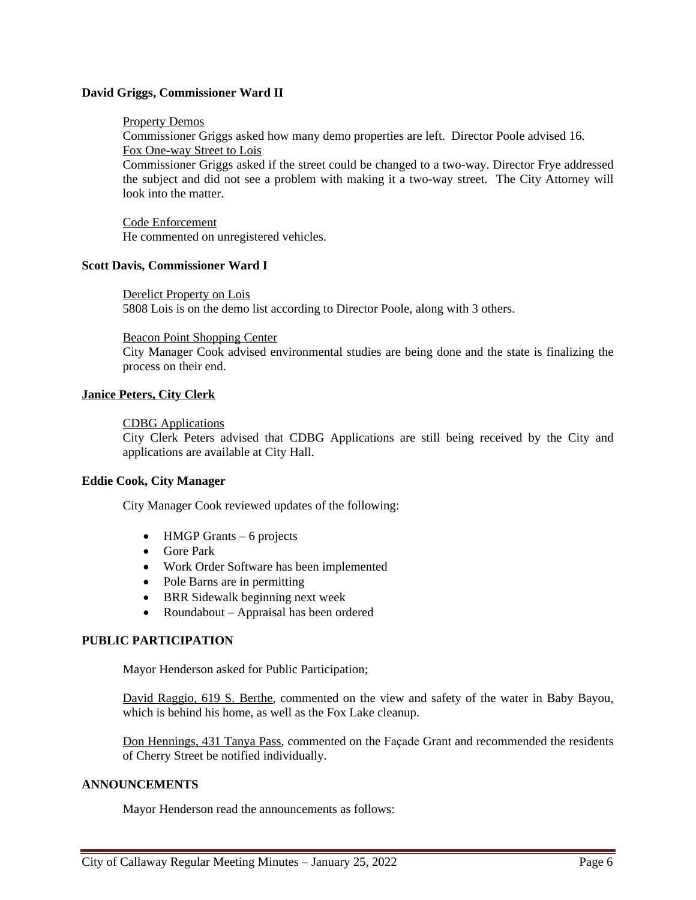**David Griggs, Commissioner Ward II**

Property Demos

Commissioner Griggs asked how many demo properties are left. Director Poole advised 16.

Fox One-way Street to Lois

Commissioner Griggs asked if the street could be changed to a two-way. Director Frye addressed the subject and did not see a problem with making it a two-way street. The City Attorney will look into the matter.

Code Enforcement

He commented on unregistered vehicles.

**Scott Davis, Commissioner Ward I**

Derelict Property on Lois

5808 Lois is on the demo list according to Director Poole, along with 3 others.

Beacon Point Shopping Center

City Manager Cook advised environmental studies are being done and the state is finalizing the process on their end.

**Janice Peters, City Clerk**

CDBG Applications

City Clerk Peters advised that CDBG Applications are still being received by the City and applications are available at City Hall.

**Eddie Cook, City Manager**

City Manager Cook reviewed updates of the following:

- HMGP Grants – 6 projects
- Gore Park
- Work Order Software has been implemented
- Pole Barns are in permitting
- BRR Sidewalk beginning next week
- Roundabout – Appraisal has been ordered

**PUBLIC PARTICIPATION**

Mayor Henderson asked for Public Participation;

David Raggio, 619 S. Berthe, commented on the view and safety of the water in Baby Bayou, which is behind his home, as well as the Fox Lake cleanup.

Don Hennings, 431 Tanya Pass, commented on the Façade Grant and recommended the residents of Cherry Street be notified individually.

**ANNOUNCEMENTS**

Mayor Henderson read the announcements as follows: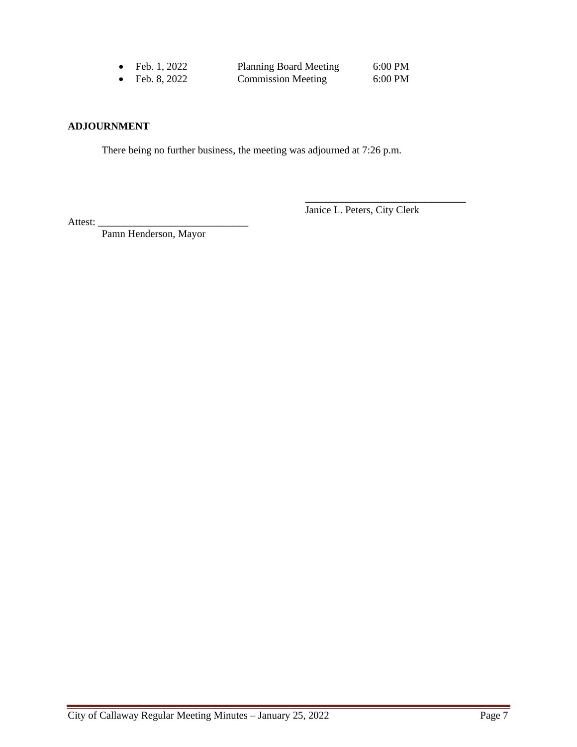- Feb. 1, 2022 Planning Board Meeting 6:00 PM
- Feb. 8, 2022 Commission Meeting 6:00 PM

**ADJOURNMENT**

There being no further business, the meeting was adjourned at 7:26 p.m.

_______________________________
Janice L. Peters, City Clerk

Attest: _____________________________
Pamn Henderson, Mayor